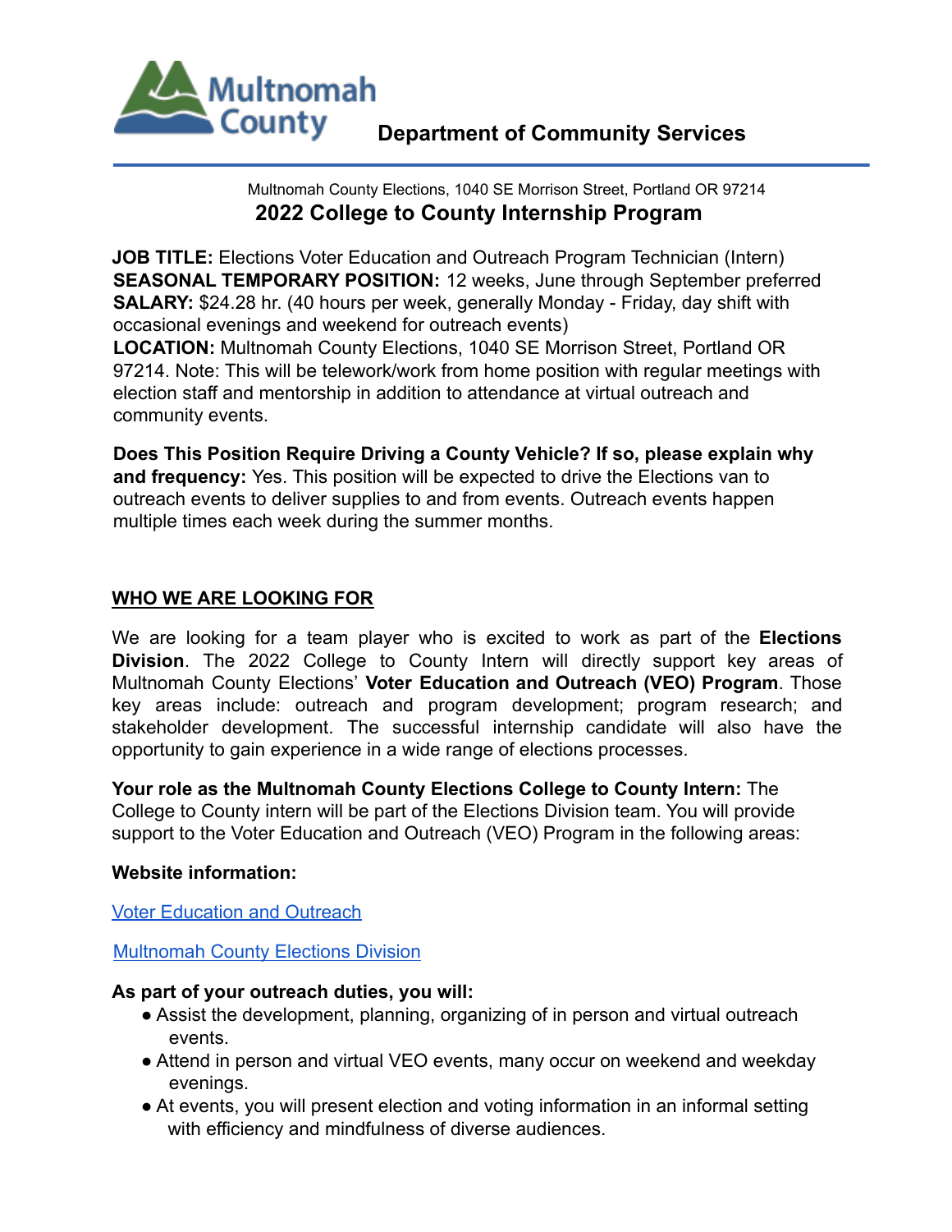Multnomah County

**Department of Community Services**

Multnomah County Elections, 1040 SE Morrison Street, Portland OR 97214

## 2022 College to County Internship Program

**JOB TITLE:** Elections Voter Education and Outreach Program Technician (Intern)
**SEASONAL TEMPORARY POSITION:** 12 weeks, June through September preferred
**SALARY:** $24.28 hr. (40 hours per week, generally Monday - Friday, day shift with occasional evenings and weekend for outreach events)
**LOCATION:** Multnomah County Elections, 1040 SE Morrison Street, Portland OR 97214. Note: This will be telework/work from home position with regular meetings with election staff and mentorship in addition to attendance at virtual outreach and community events.

**Does This Position Require Driving a County Vehicle? If so, please explain why and frequency:** Yes. This position will be expected to drive the Elections van to outreach events to deliver supplies to and from events. Outreach events happen multiple times each week during the summer months.

### WHO WE ARE LOOKING FOR

We are looking for a team player who is excited to work as part of the **Elections Division**. The 2022 College to County Intern will directly support key areas of Multnomah County Elections' **Voter Education and Outreach (VEO) Program**. Those key areas include: outreach and program development; program research; and stakeholder development. The successful internship candidate will also have the opportunity to gain experience in a wide range of elections processes.

**Your role as the Multnomah County Elections College to County Intern:** The College to County intern will be part of the Elections Division team. You will provide support to the Voter Education and Outreach (VEO) Program in the following areas:

**Website information:**

Voter Education and Outreach

Multnomah County Elections Division

**As part of your outreach duties, you will:**

- Assist the development, planning, organizing of in person and virtual outreach events.
- Attend in person and virtual VEO events, many occur on weekend and weekday evenings.
- At events, you will present election and voting information in an informal setting with efficiency and mindfulness of diverse audiences.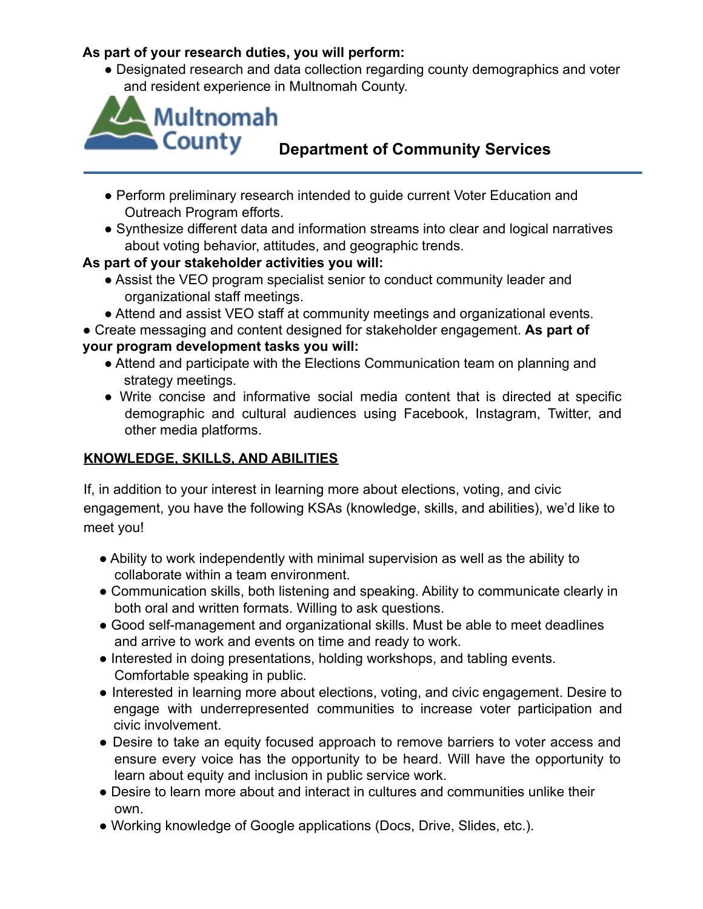**As part of your research duties, you will perform:**

- Designated research and data collection regarding county demographics and voter and resident experience in Multnomah County.

Multnomah County **Department of Community Services**

- Perform preliminary research intended to guide current Voter Education and Outreach Program efforts.
- Synthesize different data and information streams into clear and logical narratives about voting behavior, attitudes, and geographic trends.

**As part of your stakeholder activities you will:**

- Assist the VEO program specialist senior to conduct community leader and organizational staff meetings.
- Attend and assist VEO staff at community meetings and organizational events.
- Create messaging and content designed for stakeholder engagement.

**As part of your program development tasks you will:**

- Attend and participate with the Elections Communication team on planning and strategy meetings.
- Write concise and informative social media content that is directed at specific demographic and cultural audiences using Facebook, Instagram, Twitter, and other media platforms.

## KNOWLEDGE, SKILLS, AND ABILITIES

If, in addition to your interest in learning more about elections, voting, and civic engagement, you have the following KSAs (knowledge, skills, and abilities), we'd like to meet you!

- Ability to work independently with minimal supervision as well as the ability to collaborate within a team environment.
- Communication skills, both listening and speaking. Ability to communicate clearly in both oral and written formats. Willing to ask questions.
- Good self-management and organizational skills. Must be able to meet deadlines and arrive to work and events on time and ready to work.
- Interested in doing presentations, holding workshops, and tabling events. Comfortable speaking in public.
- Interested in learning more about elections, voting, and civic engagement. Desire to engage with underrepresented communities to increase voter participation and civic involvement.
- Desire to take an equity focused approach to remove barriers to voter access and ensure every voice has the opportunity to be heard. Will have the opportunity to learn about equity and inclusion in public service work.
- Desire to learn more about and interact in cultures and communities unlike their own.
- Working knowledge of Google applications (Docs, Drive, Slides, etc.).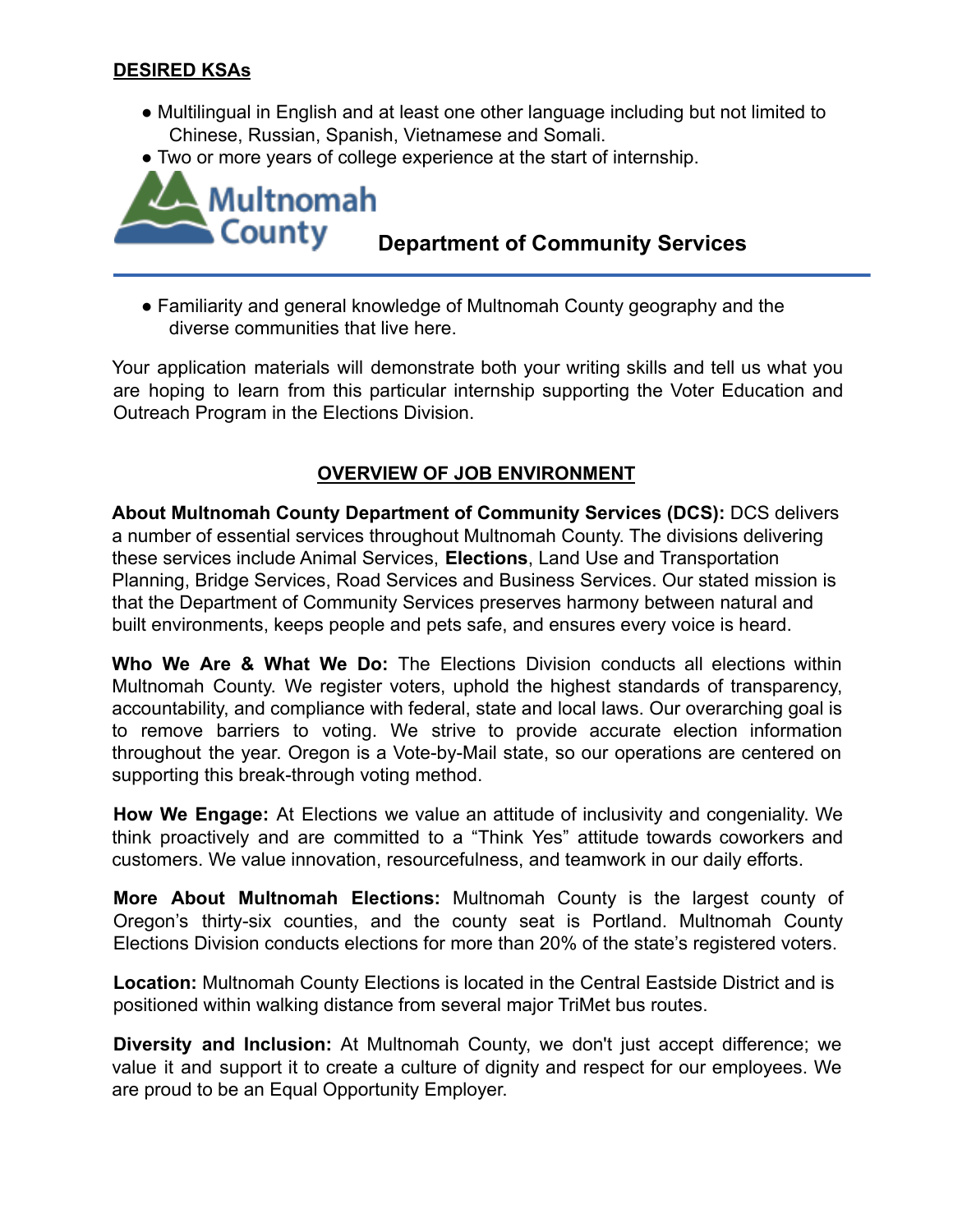## DESIRED KSAs

- Multilingual in English and at least one other language including but not limited to Chinese, Russian, Spanish, Vietnamese and Somali.
- Two or more years of college experience at the start of internship.
- Familiarity and general knowledge of Multnomah County geography and the diverse communities that live here.

Your application materials will demonstrate both your writing skills and tell us what you are hoping to learn from this particular internship supporting the Voter Education and Outreach Program in the Elections Division.

## OVERVIEW OF JOB ENVIRONMENT

**About Multnomah County Department of Community Services (DCS):** DCS delivers a number of essential services throughout Multnomah County. The divisions delivering these services include Animal Services, **Elections**, Land Use and Transportation Planning, Bridge Services, Road Services and Business Services. Our stated mission is that the Department of Community Services preserves harmony between natural and built environments, keeps people and pets safe, and ensures every voice is heard.

**Who We Are & What We Do:** The Elections Division conducts all elections within Multnomah County. We register voters, uphold the highest standards of transparency, accountability, and compliance with federal, state and local laws. Our overarching goal is to remove barriers to voting. We strive to provide accurate election information throughout the year. Oregon is a Vote-by-Mail state, so our operations are centered on supporting this break-through voting method.

**How We Engage:** At Elections we value an attitude of inclusivity and congeniality. We think proactively and are committed to a "Think Yes" attitude towards coworkers and customers. We value innovation, resourcefulness, and teamwork in our daily efforts.

**More About Multnomah Elections:** Multnomah County is the largest county of Oregon's thirty-six counties, and the county seat is Portland. Multnomah County Elections Division conducts elections for more than 20% of the state's registered voters.

**Location:** Multnomah County Elections is located in the Central Eastside District and is positioned within walking distance from several major TriMet bus routes.

**Diversity and Inclusion:** At Multnomah County, we don't just accept difference; we value it and support it to create a culture of dignity and respect for our employees. We are proud to be an Equal Opportunity Employer.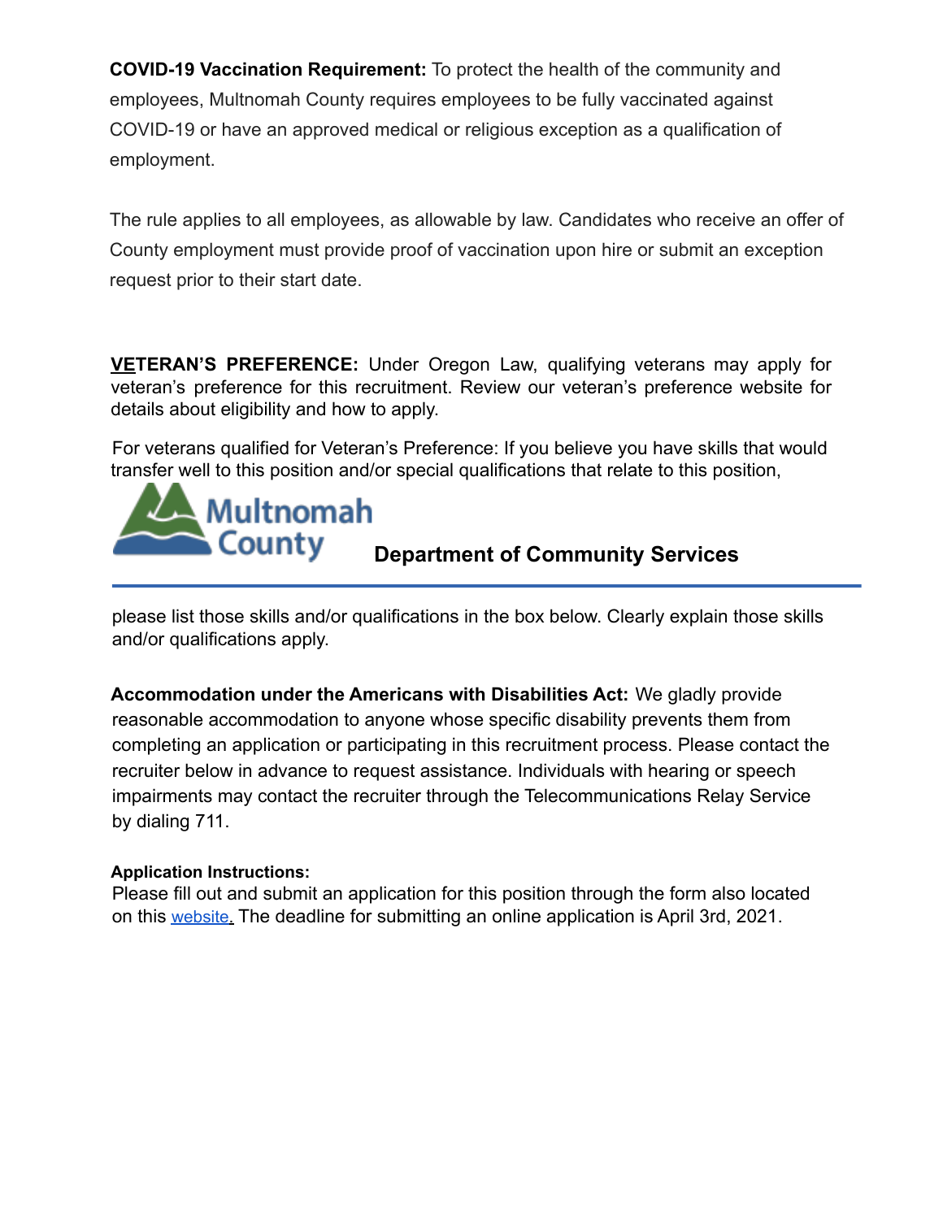**COVID-19 Vaccination Requirement:** To protect the health of the community and employees, Multnomah County requires employees to be fully vaccinated against COVID-19 or have an approved medical or religious exception as a qualification of employment.

The rule applies to all employees, as allowable by law. Candidates who receive an offer of County employment must provide proof of vaccination upon hire or submit an exception request prior to their start date.

**VETERAN'S PREFERENCE:** Under Oregon Law, qualifying veterans may apply for veteran's preference for this recruitment. Review our veteran's preference website for details about eligibility and how to apply.

For veterans qualified for Veteran's Preference: If you believe you have skills that would transfer well to this position and/or special qualifications that relate to this position, please list those skills and/or qualifications in the box below. Clearly explain those skills and/or qualifications apply.

**Accommodation under the Americans with Disabilities Act:** We gladly provide reasonable accommodation to anyone whose specific disability prevents them from completing an application or participating in this recruitment process. Please contact the recruiter below in advance to request assistance. Individuals with hearing or speech impairments may contact the recruiter through the Telecommunications Relay Service by dialing 711.

**Application Instructions:**
Please fill out and submit an application for this position through the form also located on this website. The deadline for submitting an online application is April 3rd, 2021.